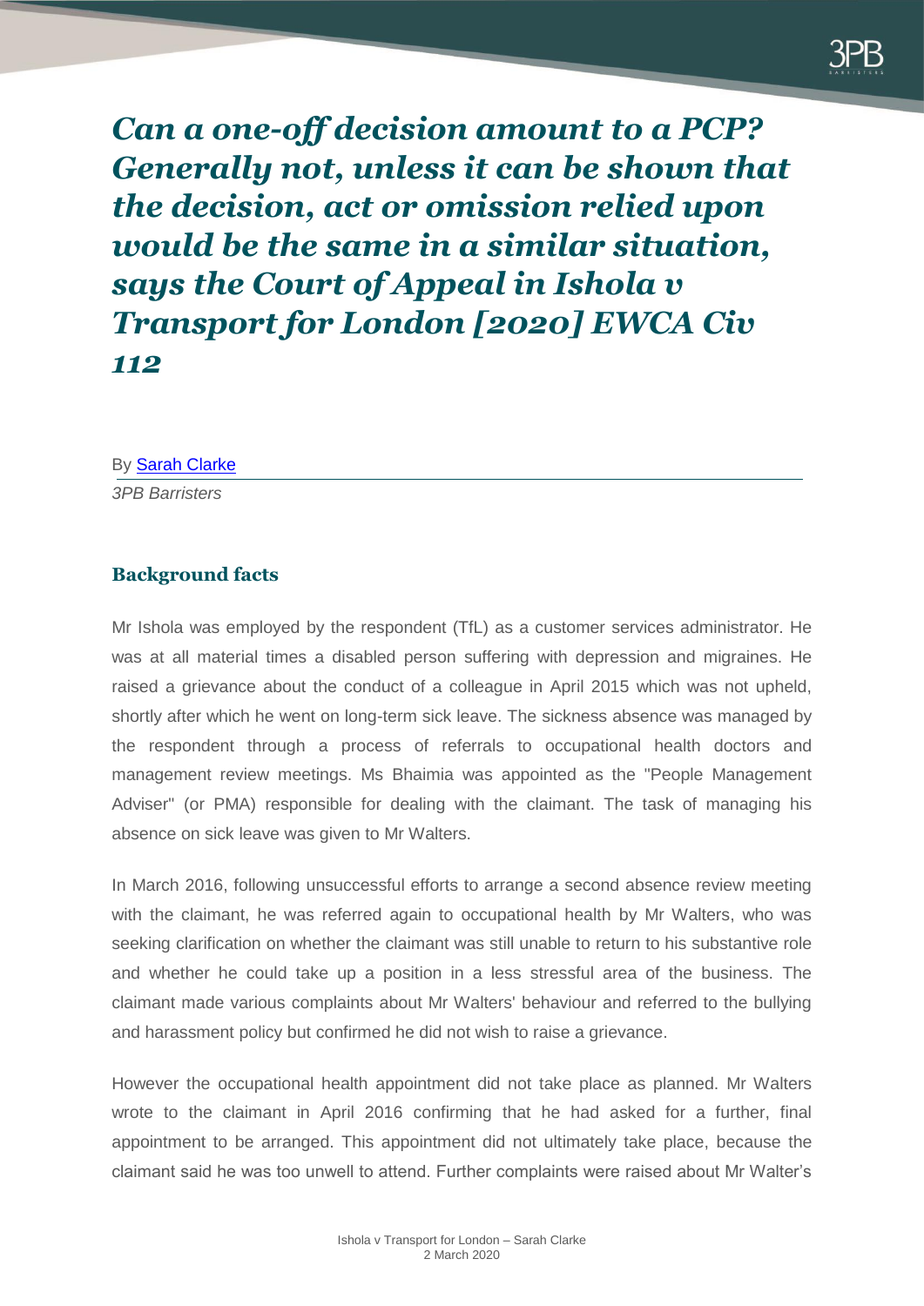# *Can a one-off decision amount to a PCP? Generally not, unless it can be shown that the decision, act or omission relied upon would be the same in a similar situation, says the Court of Appeal in Ishola v Transport for London [2020] EWCA Civ 112*

By Sarah Clarke

*3PB Barristers*

## Background facts

Mr Ishola was employed by the respondent (TfL) as a customer services administrator. He was at all material times a disabled person suffering with depression and migraines. He raised a grievance about the conduct of a colleague in April 2015 which was not upheld, shortly after which he went on long-term sick leave. The sickness absence was managed by the respondent through a process of referrals to occupational health doctors and management review meetings. Ms Bhaimia was appointed as the "People Management Adviser" (or PMA) responsible for dealing with the claimant. The task of managing his absence on sick leave was given to Mr Walters.

In March 2016, following unsuccessful efforts to arrange a second absence review meeting with the claimant, he was referred again to occupational health by Mr Walters, who was seeking clarification on whether the claimant was still unable to return to his substantive role and whether he could take up a position in a less stressful area of the business. The claimant made various complaints about Mr Walters' behaviour and referred to the bullying and harassment policy but confirmed he did not wish to raise a grievance.

However the occupational health appointment did not take place as planned. Mr Walters wrote to the claimant in April 2016 confirming that he had asked for a further, final appointment to be arranged. This appointment did not ultimately take place, because the claimant said he was too unwell to attend. Further complaints were raised about Mr Walter's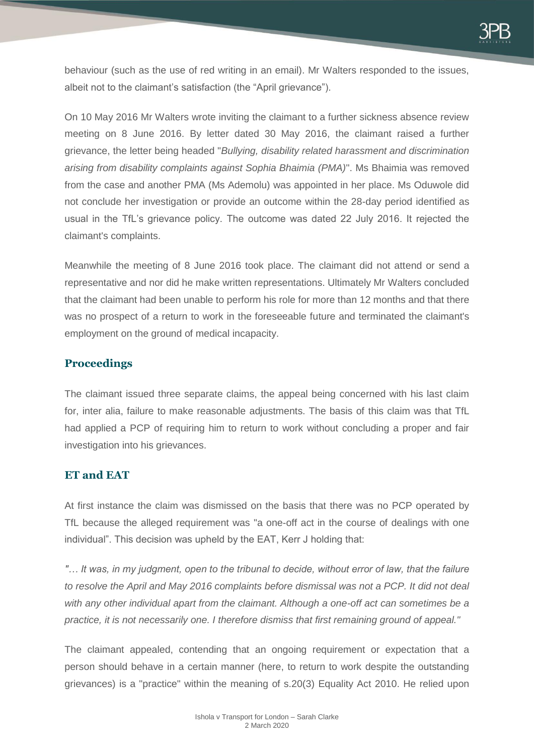behaviour (such as the use of red writing in an email). Mr Walters responded to the issues, albeit not to the claimant's satisfaction (the "April grievance").

On 10 May 2016 Mr Walters wrote inviting the claimant to a further sickness absence review meeting on 8 June 2016. By letter dated 30 May 2016, the claimant raised a further grievance, the letter being headed "*Bullying, disability related harassment and discrimination arising from disability complaints against Sophia Bhaimia (PMA)*". Ms Bhaimia was removed from the case and another PMA (Ms Ademolu) was appointed in her place. Ms Oduwole did not conclude her investigation or provide an outcome within the 28-day period identified as usual in the TfL's grievance policy. The outcome was dated 22 July 2016. It rejected the claimant's complaints.

Meanwhile the meeting of 8 June 2016 took place. The claimant did not attend or send a representative and nor did he make written representations. Ultimately Mr Walters concluded that the claimant had been unable to perform his role for more than 12 months and that there was no prospect of a return to work in the foreseeable future and terminated the claimant's employment on the ground of medical incapacity.

## Proceedings

The claimant issued three separate claims, the appeal being concerned with his last claim for, inter alia, failure to make reasonable adjustments. The basis of this claim was that TfL had applied a PCP of requiring him to return to work without concluding a proper and fair investigation into his grievances.

## ET and EAT

At first instance the claim was dismissed on the basis that there was no PCP operated by TfL because the alleged requirement was "a one-off act in the course of dealings with one individual". This decision was upheld by the EAT, Kerr J holding that:

*"… It was, in my judgment, open to the tribunal to decide, without error of law, that the failure to resolve the April and May 2016 complaints before dismissal was not a PCP. It did not deal with any other individual apart from the claimant. Although a one-off act can sometimes be a practice, it is not necessarily one. I therefore dismiss that first remaining ground of appeal."*

The claimant appealed, contending that an ongoing requirement or expectation that a person should behave in a certain manner (here, to return to work despite the outstanding grievances) is a "practice" within the meaning of s.20(3) Equality Act 2010. He relied upon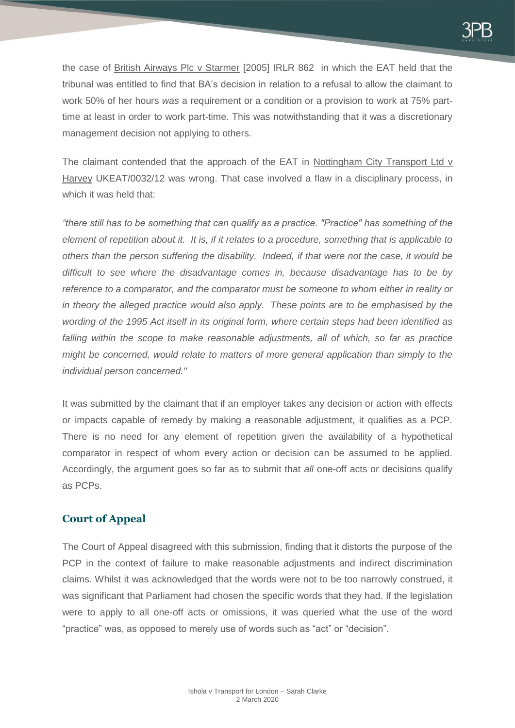the case of British Airways Plc v Starmer [2005] IRLR 862 in which the EAT held that the tribunal was entitled to find that BA's decision in relation to a refusal to allow the claimant to work 50% of her hours *was* a requirement or a condition or a provision to work at 75% part-time at least in order to work part-time. This was notwithstanding that it was a discretionary management decision not applying to others.

The claimant contended that the approach of the EAT in Nottingham City Transport Ltd v Harvey UKEAT/0032/12 was wrong. That case involved a flaw in a disciplinary process, in which it was held that:

*"there still has to be something that can qualify as a practice. "Practice" has something of the element of repetition about it. It is, if it relates to a procedure, something that is applicable to others than the person suffering the disability. Indeed, if that were not the case, it would be difficult to see where the disadvantage comes in, because disadvantage has to be by reference to a comparator, and the comparator must be someone to whom either in reality or in theory the alleged practice would also apply. These points are to be emphasised by the wording of the 1995 Act itself in its original form, where certain steps had been identified as falling within the scope to make reasonable adjustments, all of which, so far as practice might be concerned, would relate to matters of more general application than simply to the individual person concerned."*

It was submitted by the claimant that if an employer takes any decision or action with effects or impacts capable of remedy by making a reasonable adjustment, it qualifies as a PCP. There is no need for any element of repetition given the availability of a hypothetical comparator in respect of whom every action or decision can be assumed to be applied. Accordingly, the argument goes so far as to submit that *all* one-off acts or decisions qualify as PCPs.

## Court of Appeal

The Court of Appeal disagreed with this submission, finding that it distorts the purpose of the PCP in the context of failure to make reasonable adjustments and indirect discrimination claims. Whilst it was acknowledged that the words were not to be too narrowly construed, it was significant that Parliament had chosen the specific words that they had. If the legislation were to apply to all one-off acts or omissions, it was queried what the use of the word "practice" was, as opposed to merely use of words such as "act" or "decision".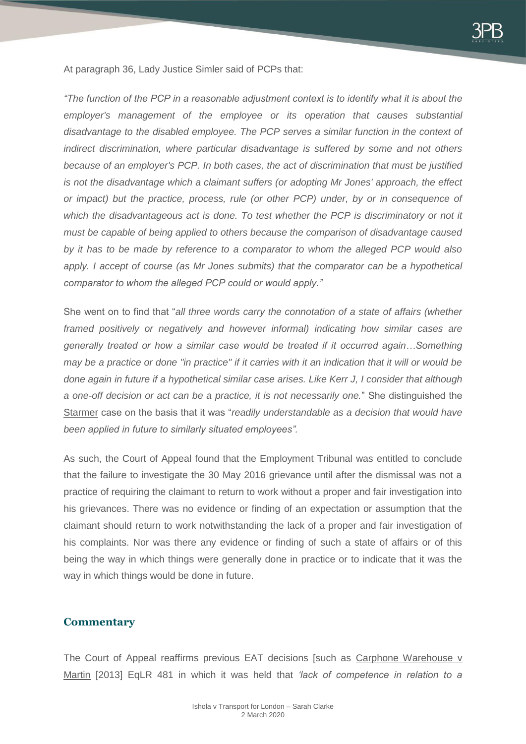At paragraph 36, Lady Justice Simler said of PCPs that:

*"The function of the PCP in a reasonable adjustment context is to identify what it is about the employer's management of the employee or its operation that causes substantial disadvantage to the disabled employee. The PCP serves a similar function in the context of indirect discrimination, where particular disadvantage is suffered by some and not others because of an employer's PCP. In both cases, the act of discrimination that must be justified is not the disadvantage which a claimant suffers (or adopting Mr Jones' approach, the effect or impact) but the practice, process, rule (or other PCP) under, by or in consequence of which the disadvantageous act is done. To test whether the PCP is discriminatory or not it must be capable of being applied to others because the comparison of disadvantage caused by it has to be made by reference to a comparator to whom the alleged PCP would also apply. I accept of course (as Mr Jones submits) that the comparator can be a hypothetical comparator to whom the alleged PCP could or would apply."*

She went on to find that "*all three words carry the connotation of a state of affairs (whether framed positively or negatively and however informal) indicating how similar cases are generally treated or how a similar case would be treated if it occurred again…Something may be a practice or done "in practice" if it carries with it an indication that it will or would be done again in future if a hypothetical similar case arises. Like Kerr J, I consider that although a one-off decision or act can be a practice, it is not necessarily one.*" She distinguished the Starmer case on the basis that it was "*readily understandable as a decision that would have been applied in future to similarly situated employees".*

As such, the Court of Appeal found that the Employment Tribunal was entitled to conclude that the failure to investigate the 30 May 2016 grievance until after the dismissal was not a practice of requiring the claimant to return to work without a proper and fair investigation into his grievances. There was no evidence or finding of an expectation or assumption that the claimant should return to work notwithstanding the lack of a proper and fair investigation of his complaints. Nor was there any evidence or finding of such a state of affairs or of this being the way in which things were generally done in practice or to indicate that it was the way in which things would be done in future.

## Commentary

The Court of Appeal reaffirms previous EAT decisions [such as Carphone Warehouse v Martin [2013] EqLR 481 in which it was held that *'lack of competence in relation to a*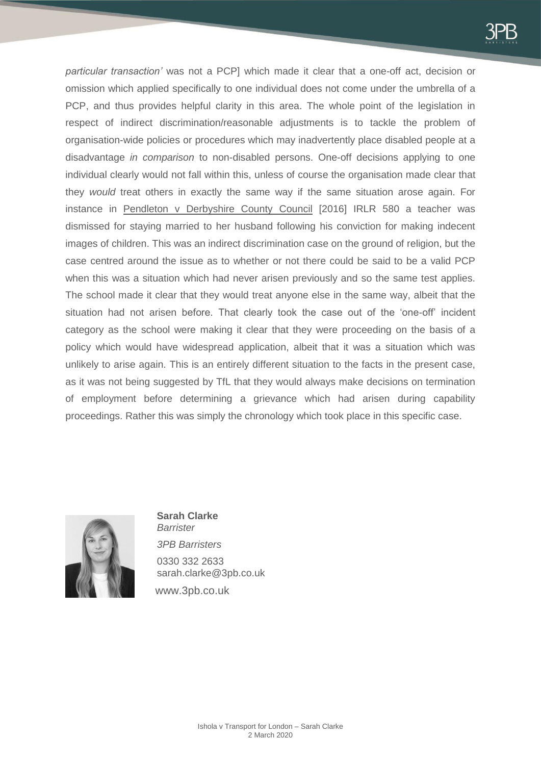*particular transaction'* was not a PCP] which made it clear that a one-off act, decision or omission which applied specifically to one individual does not come under the umbrella of a PCP, and thus provides helpful clarity in this area. The whole point of the legislation in respect of indirect discrimination/reasonable adjustments is to tackle the problem of organisation-wide policies or procedures which may inadvertently place disabled people at a disadvantage *in comparison* to non-disabled persons. One-off decisions applying to one individual clearly would not fall within this, unless of course the organisation made clear that they *would* treat others in exactly the same way if the same situation arose again. For instance in Pendleton v Derbyshire County Council [2016] IRLR 580 a teacher was dismissed for staying married to her husband following his conviction for making indecent images of children. This was an indirect discrimination case on the ground of religion, but the case centred around the issue as to whether or not there could be said to be a valid PCP when this was a situation which had never arisen previously and so the same test applies. The school made it clear that they would treat anyone else in the same way, albeit that the situation had not arisen before. That clearly took the case out of the 'one-off' incident category as the school were making it clear that they were proceeding on the basis of a policy which would have widespread application, albeit that it was a situation which was unlikely to arise again. This is an entirely different situation to the facts in the present case, as it was not being suggested by TfL that they would always make decisions on termination of employment before determining a grievance which had arisen during capability proceedings. Rather this was simply the chronology which took place in this specific case.

**Sarah Clarke**
*Barrister*

*3PB Barristers*

0330 332 2633
sarah.clarke@3pb.co.uk

www.3pb.co.uk